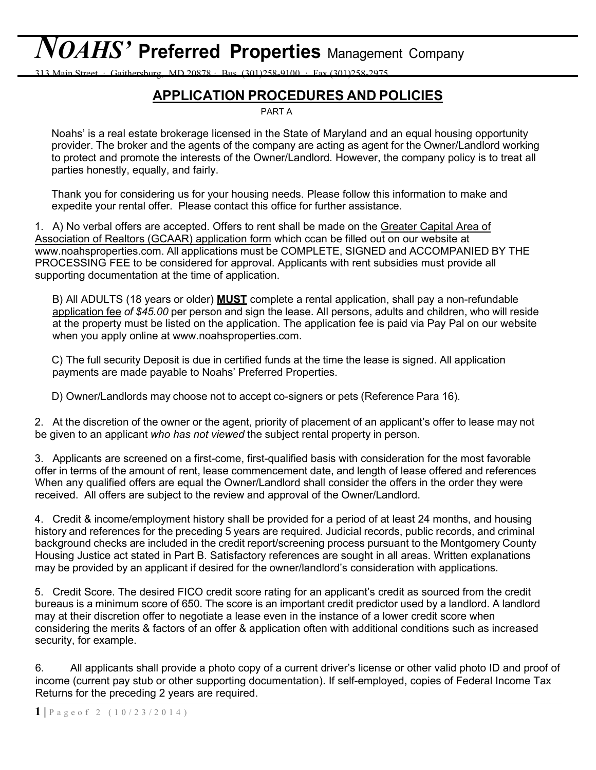# *NOAHS'* **Preferred Properties** Management Company

313 Main Street · Gaithersburg, MD 20878 · Bus. (301)258-9100 · Fax (301)258-2975

## APPLICATION PROCEDURES AND POLICIES

PART A

Noahs' is a real estate brokerage licensed in the State of Maryland and an equal housing opportunity provider. The broker and the agents of the company are acting as agent for the Owner/Landlord working to protect and promote the interests of the Owner/Landlord. However, the company policy is to treat all parties honestly, equally, and fairly.

Thank you for considering us for your housing needs. Please follow this information to make and expedite your rental offer. Please contact this office for further assistance.

1. A) No verbal offers are accepted. Offers to rent shall be made on the Greater Capital Area of Association of Realtors (GCAAR) application form which ccan be filled out on our website at www.noahsproperties.com. All applications must be COMPLETE, SIGNED and ACCOMPANIED BY THE PROCESSING FEE to be considered for approval. Applicants with rent subsidies must provide all supporting documentation at the time of application.

   B) All ADULTS (18 years or older) **MUST** complete a rental application, shall pay a non-refundable application fee *of $45.00* per person and sign the lease. All persons, adults and children, who will reside at the property must be listed on the application. The application fee is paid via Pay Pal on our website when you apply online at www.noahsproperties.com.

   C) The full security Deposit is due in certified funds at the time the lease is signed. All application payments are made payable to Noahs' Preferred Properties.

   D) Owner/Landlords may choose not to accept co-signers or pets (Reference Para 16).

2. At the discretion of the owner or the agent, priority of placement of an applicant's offer to lease may not be given to an applicant *who has not viewed* the subject rental property in person.

3. Applicants are screened on a first-come, first-qualified basis with consideration for the most favorable offer in terms of the amount of rent, lease commencement date, and length of lease offered and references When any qualified offers are equal the Owner/Landlord shall consider the offers in the order they were received. All offers are subject to the review and approval of the Owner/Landlord.

4. Credit & income/employment history shall be provided for a period of at least 24 months, and housing history and references for the preceding 5 years are required. Judicial records, public records, and criminal background checks are included in the credit report/screening process pursuant to the Montgomery County Housing Justice act stated in Part B. Satisfactory references are sought in all areas. Written explanations may be provided by an applicant if desired for the owner/landlord's consideration with applications.

5. Credit Score. The desired FICO credit score rating for an applicant's credit as sourced from the credit bureaus is a minimum score of 650. The score is an important credit predictor used by a landlord. A landlord may at their discretion offer to negotiate a lease even in the instance of a lower credit score when considering the merits & factors of an offer & application often with additional conditions such as increased security, for example.

6. All applicants shall provide a photo copy of a current driver's license or other valid photo ID and proof of income (current pay stub or other supporting documentation). If self-employed, copies of Federal Income Tax Returns for the preceding 2 years are required.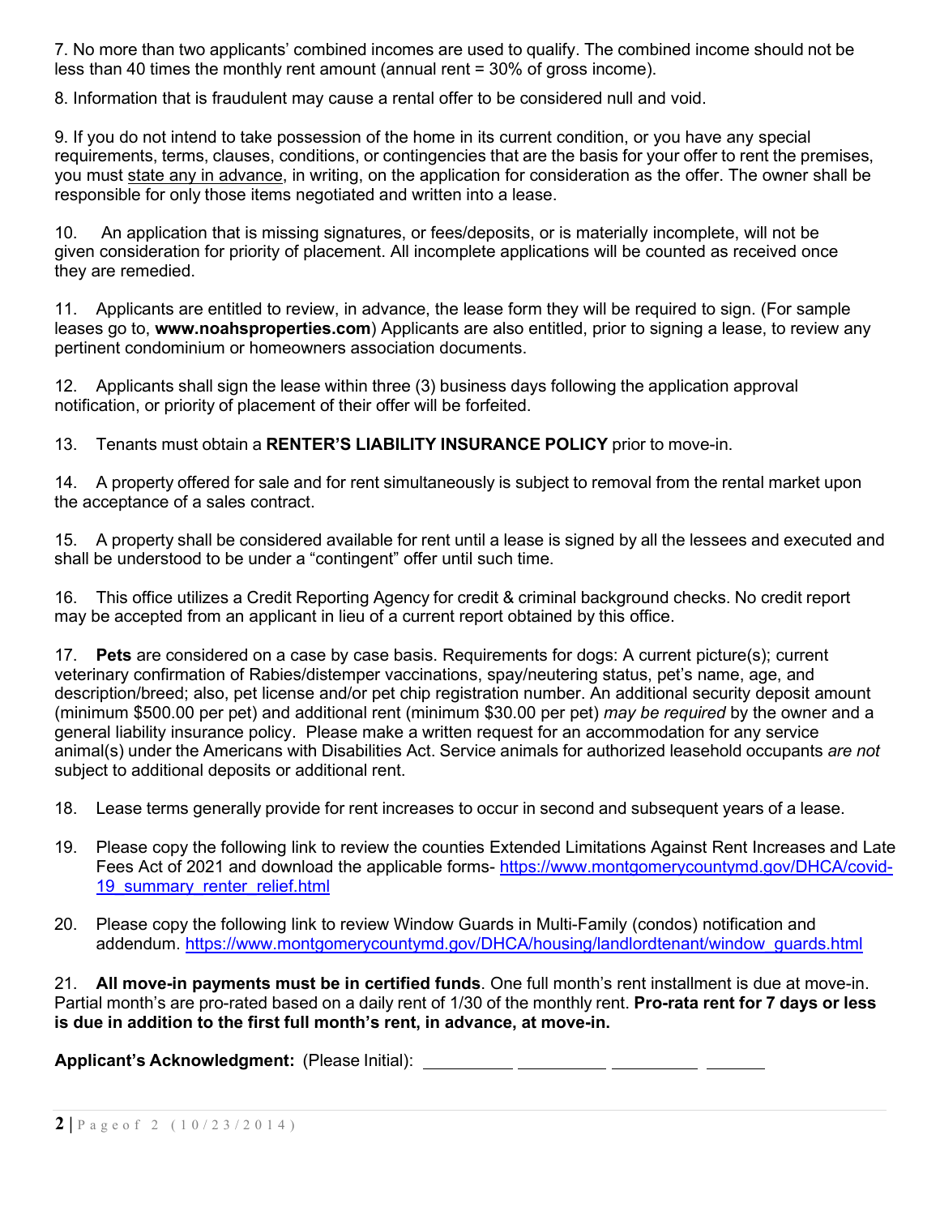7. No more than two applicants' combined incomes are used to qualify. The combined income should not be less than 40 times the monthly rent amount (annual rent = 30% of gross income).

8. Information that is fraudulent may cause a rental offer to be considered null and void.

9. If you do not intend to take possession of the home in its current condition, or you have any special requirements, terms, clauses, conditions, or contingencies that are the basis for your offer to rent the premises, you must state any in advance, in writing, on the application for consideration as the offer. The owner shall be responsible for only those items negotiated and written into a lease.

10. An application that is missing signatures, or fees/deposits, or is materially incomplete, will not be given consideration for priority of placement. All incomplete applications will be counted as received once they are remedied.

11. Applicants are entitled to review, in advance, the lease form they will be required to sign. (For sample leases go to, **www.noahsproperties.com**) Applicants are also entitled, prior to signing a lease, to review any pertinent condominium or homeowners association documents.

12. Applicants shall sign the lease within three (3) business days following the application approval notification, or priority of placement of their offer will be forfeited.

13. Tenants must obtain a **RENTER'S LIABILITY INSURANCE POLICY** prior to move-in.

14. A property offered for sale and for rent simultaneously is subject to removal from the rental market upon the acceptance of a sales contract.

15. A property shall be considered available for rent until a lease is signed by all the lessees and executed and shall be understood to be under a "contingent" offer until such time.

16. This office utilizes a Credit Reporting Agency for credit & criminal background checks. No credit report may be accepted from an applicant in lieu of a current report obtained by this office.

17. **Pets** are considered on a case by case basis. Requirements for dogs: A current picture(s); current veterinary confirmation of Rabies/distemper vaccinations, spay/neutering status, pet's name, age, and description/breed; also, pet license and/or pet chip registration number. An additional security deposit amount (minimum $500.00 per pet) and additional rent (minimum $30.00 per pet) *may be required* by the owner and a general liability insurance policy. Please make a written request for an accommodation for any service animal(s) under the Americans with Disabilities Act. Service animals for authorized leasehold occupants *are not* subject to additional deposits or additional rent.

18. Lease terms generally provide for rent increases to occur in second and subsequent years of a lease.

19. Please copy the following link to review the counties Extended Limitations Against Rent Increases and Late Fees Act of 2021 and download the applicable forms- https://www.montgomerycountymd.gov/DHCA/covid-19_summary_renter_relief.html

20. Please copy the following link to review Window Guards in Multi-Family (condos) notification and addendum. https://www.montgomerycountymd.gov/DHCA/housing/landlordtenant/window_guards.html

21. **All move-in payments must be in certified funds**. One full month's rent installment is due at move-in. Partial month's are pro-rated based on a daily rent of 1/30 of the monthly rent. **Pro-rata rent for 7 days or less is due in addition to the first full month's rent, in advance, at move-in.**

**Applicant's Acknowledgment:** (Please Initial): \_\_\_\_\_\_\_\_\_\_ \_\_\_\_\_\_\_\_\_\_ \_\_\_\_\_\_\_\_\_\_ \_\_\_\_\_\_\_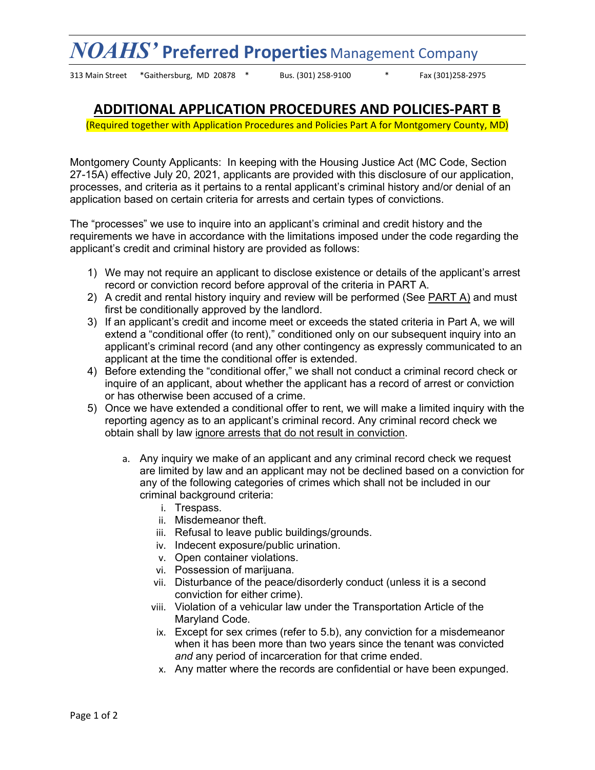# *NOAHS'* Preferred Properties Management Company

313 Main Street *Gaithersburg, MD 20878 * Bus. (301) 258-9100 * Fax (301)258-2975

## ADDITIONAL APPLICATION PROCEDURES AND POLICIES-PART B

(Required together with Application Procedures and Policies Part A for Montgomery County, MD)

Montgomery County Applicants: In keeping with the Housing Justice Act (MC Code, Section 27-15A) effective July 20, 2021, applicants are provided with this disclosure of our application, processes, and criteria as it pertains to a rental applicant's criminal history and/or denial of an application based on certain criteria for arrests and certain types of convictions.

The "processes" we use to inquire into an applicant's criminal and credit history and the requirements we have in accordance with the limitations imposed under the code regarding the applicant's credit and criminal history are provided as follows:

1) We may not require an applicant to disclose existence or details of the applicant's arrest record or conviction record before approval of the criteria in PART A.
2) A credit and rental history inquiry and review will be performed (See PART A) and must first be conditionally approved by the landlord.
3) If an applicant's credit and income meet or exceeds the stated criteria in Part A, we will extend a "conditional offer (to rent)," conditioned only on our subsequent inquiry into an applicant's criminal record (and any other contingency as expressly communicated to an applicant at the time the conditional offer is extended.
4) Before extending the "conditional offer," we shall not conduct a criminal record check or inquire of an applicant, about whether the applicant has a record of arrest or conviction or has otherwise been accused of a crime.
5) Once we have extended a conditional offer to rent, we will make a limited inquiry with the reporting agency as to an applicant's criminal record. Any criminal record check we obtain shall by law ignore arrests that do not result in conviction.

   a. Any inquiry we make of an applicant and any criminal record check we request are limited by law and an applicant may not be declined based on a conviction for any of the following categories of crimes which shall not be included in our criminal background criteria:
      i. Trespass.
      ii. Misdemeanor theft.
      iii. Refusal to leave public buildings/grounds.
      iv. Indecent exposure/public urination.
      v. Open container violations.
      vi. Possession of marijuana.
      vii. Disturbance of the peace/disorderly conduct (unless it is a second conviction for either crime).
      viii. Violation of a vehicular law under the Transportation Article of the Maryland Code.
      ix. Except for sex crimes (refer to 5.b), any conviction for a misdemeanor when it has been more than two years since the tenant was convicted *and* any period of incarceration for that crime ended.
      x. Any matter where the records are confidential or have been expunged.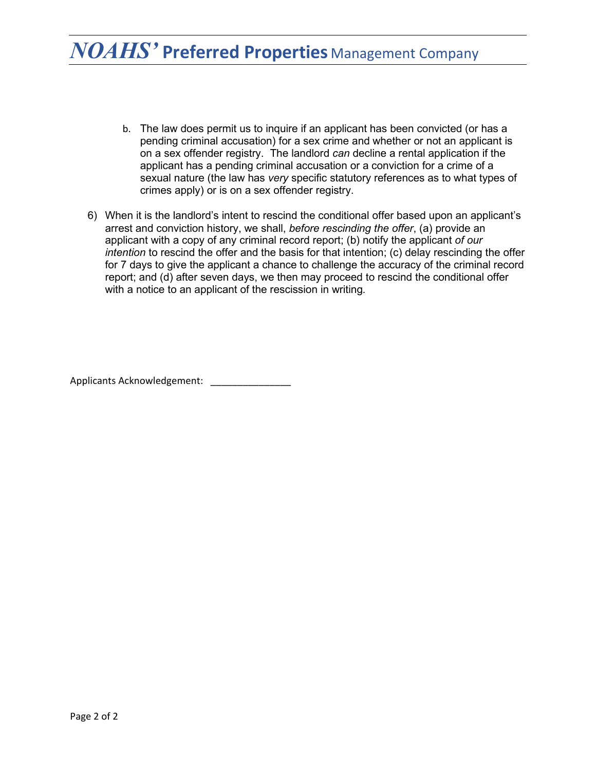b. The law does permit us to inquire if an applicant has been convicted (or has a pending criminal accusation) for a sex crime and whether or not an applicant is on a sex offender registry. The landlord *can* decline a rental application if the applicant has a pending criminal accusation or a conviction for a crime of a sexual nature (the law has *very* specific statutory references as to what types of crimes apply) or is on a sex offender registry.

6) When it is the landlord's intent to rescind the conditional offer based upon an applicant's arrest and conviction history, we shall, *before rescinding the offer*, (a) provide an applicant with a copy of any criminal record report; (b) notify the applicant *of our intention* to rescind the offer and the basis for that intention; (c) delay rescinding the offer for 7 days to give the applicant a chance to challenge the accuracy of the criminal record report; and (d) after seven days, we then may proceed to rescind the conditional offer with a notice to an applicant of the rescission in writing.

Applicants Acknowledgement: _______________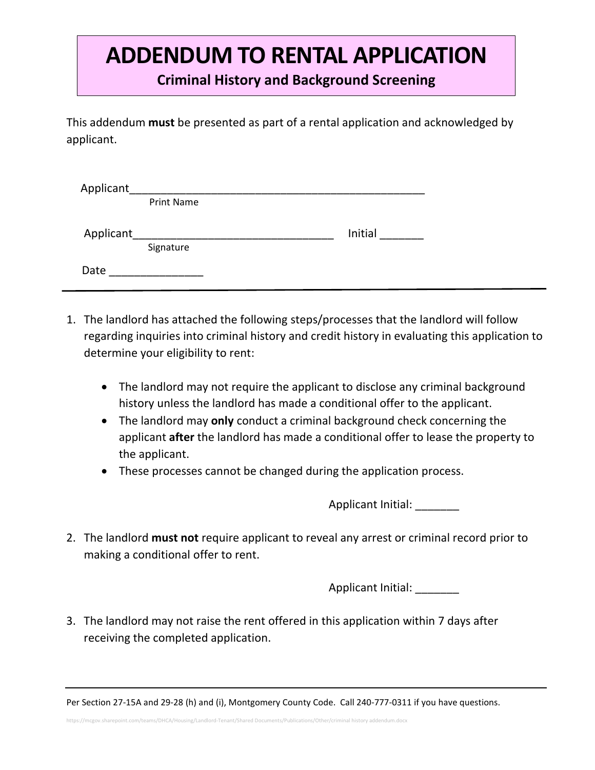# ADDENDUM TO RENTAL APPLICATION

## Criminal History and Background Screening

This addendum **must** be presented as part of a rental application and acknowledged by applicant.

Applicant_________________________________________________
Print Name

Applicant_________________________________ Initial _______
Signature

Date _______________

---

1. The landlord has attached the following steps/processes that the landlord will follow regarding inquiries into criminal history and credit history in evaluating this application to determine your eligibility to rent:

   - The landlord may not require the applicant to disclose any criminal background history unless the landlord has made a conditional offer to the applicant.
   - The landlord may **only** conduct a criminal background check concerning the applicant **after** the landlord has made a conditional offer to lease the property to the applicant.
   - These processes cannot be changed during the application process.

   Applicant Initial: _______

2. The landlord **must not** require applicant to reveal any arrest or criminal record prior to making a conditional offer to rent.

   Applicant Initial: _______

3. The landlord may not raise the rent offered in this application within 7 days after receiving the completed application.

---

Per Section 27-15A and 29-28 (h) and (i), Montgomery County Code. Call 240-777-0311 if you have questions.

https://mcgov.sharepoint.com/teams/DHCA/Housing/Landlord-Tenant/Shared Documents/Publications/Other/criminal history addendum.docx